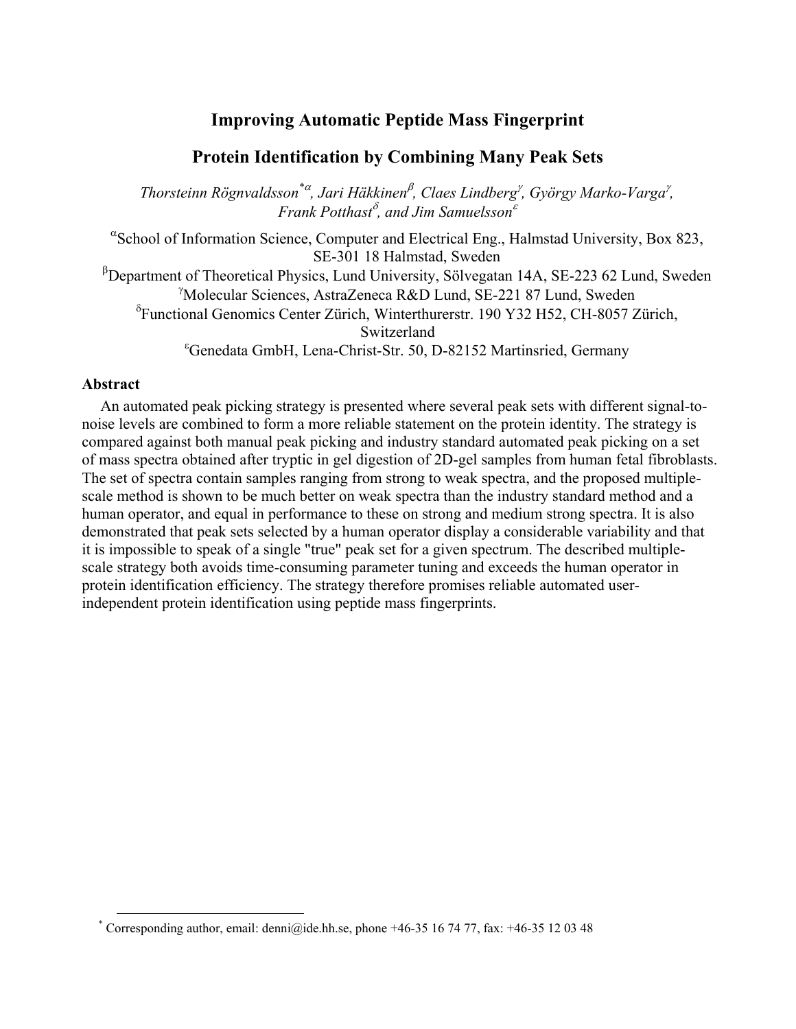# Improving Automatic Peptide Mass Fingerprint Protein Identification by Combining Many Peak Sets

*Thorsteinn Rögnvaldsson[*α], Jari Häkkinen[β], Claes Lindberg[γ], György Marko-Varga[γ], Frank Potthast[δ], and Jim Samuelsson[ε]*

[α]School of Information Science, Computer and Electrical Eng., Halmstad University, Box 823, SE-301 18 Halmstad, Sweden

[β]Department of Theoretical Physics, Lund University, Sölvegatan 14A, SE-223 62 Lund, Sweden

[γ]Molecular Sciences, AstraZeneca R&D Lund, SE-221 87 Lund, Sweden

[δ]Functional Genomics Center Zürich, Winterthurerstr. 190 Y32 H52, CH-8057 Zürich, Switzerland

[ε]Genedata GmbH, Lena-Christ-Str. 50, D-82152 Martinsried, Germany

## Abstract

An automated peak picking strategy is presented where several peak sets with different signal-to-noise levels are combined to form a more reliable statement on the protein identity. The strategy is compared against both manual peak picking and industry standard automated peak picking on a set of mass spectra obtained after tryptic in gel digestion of 2D-gel samples from human fetal fibroblasts. The set of spectra contain samples ranging from strong to weak spectra, and the proposed multiple-scale method is shown to be much better on weak spectra than the industry standard method and a human operator, and equal in performance to these on strong and medium strong spectra. It is also demonstrated that peak sets selected by a human operator display a considerable variability and that it is impossible to speak of a single "true" peak set for a given spectrum. The described multiple-scale strategy both avoids time-consuming parameter tuning and exceeds the human operator in protein identification efficiency. The strategy therefore promises reliable automated user-independent protein identification using peptide mass fingerprints.

[*] Corresponding author, email: denni@ide.hh.se, phone +46-35 16 74 77, fax: +46-35 12 03 48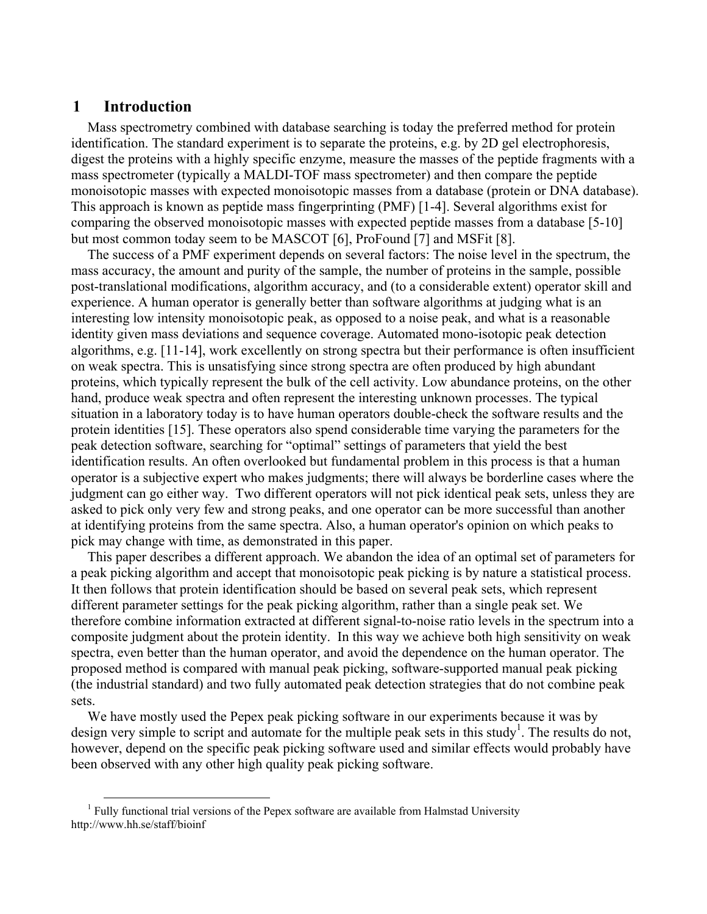## 1 Introduction

Mass spectrometry combined with database searching is today the preferred method for protein identification. The standard experiment is to separate the proteins, e.g. by 2D gel electrophoresis, digest the proteins with a highly specific enzyme, measure the masses of the peptide fragments with a mass spectrometer (typically a MALDI-TOF mass spectrometer) and then compare the peptide monoisotopic masses with expected monoisotopic masses from a database (protein or DNA database). This approach is known as peptide mass fingerprinting (PMF) [1-4]. Several algorithms exist for comparing the observed monoisotopic masses with expected peptide masses from a database [5-10] but most common today seem to be MASCOT [6], ProFound [7] and MSFit [8].

The success of a PMF experiment depends on several factors: The noise level in the spectrum, the mass accuracy, the amount and purity of the sample, the number of proteins in the sample, possible post-translational modifications, algorithm accuracy, and (to a considerable extent) operator skill and experience. A human operator is generally better than software algorithms at judging what is an interesting low intensity monoisotopic peak, as opposed to a noise peak, and what is a reasonable identity given mass deviations and sequence coverage. Automated mono-isotopic peak detection algorithms, e.g. [11-14], work excellently on strong spectra but their performance is often insufficient on weak spectra. This is unsatisfying since strong spectra are often produced by high abundant proteins, which typically represent the bulk of the cell activity. Low abundance proteins, on the other hand, produce weak spectra and often represent the interesting unknown processes. The typical situation in a laboratory today is to have human operators double-check the software results and the protein identities [15]. These operators also spend considerable time varying the parameters for the peak detection software, searching for "optimal" settings of parameters that yield the best identification results. An often overlooked but fundamental problem in this process is that a human operator is a subjective expert who makes judgments; there will always be borderline cases where the judgment can go either way. Two different operators will not pick identical peak sets, unless they are asked to pick only very few and strong peaks, and one operator can be more successful than another at identifying proteins from the same spectra. Also, a human operator's opinion on which peaks to pick may change with time, as demonstrated in this paper.

This paper describes a different approach. We abandon the idea of an optimal set of parameters for a peak picking algorithm and accept that monoisotopic peak picking is by nature a statistical process. It then follows that protein identification should be based on several peak sets, which represent different parameter settings for the peak picking algorithm, rather than a single peak set. We therefore combine information extracted at different signal-to-noise ratio levels in the spectrum into a composite judgment about the protein identity. In this way we achieve both high sensitivity on weak spectra, even better than the human operator, and avoid the dependence on the human operator. The proposed method is compared with manual peak picking, software-supported manual peak picking (the industrial standard) and two fully automated peak detection strategies that do not combine peak sets.

We have mostly used the Pepex peak picking software in our experiments because it was by design very simple to script and automate for the multiple peak sets in this study[1]. The results do not, however, depend on the specific peak picking software used and similar effects would probably have been observed with any other high quality peak picking software.

[1] Fully functional trial versions of the Pepex software are available from Halmstad University http://www.hh.se/staff/bioinf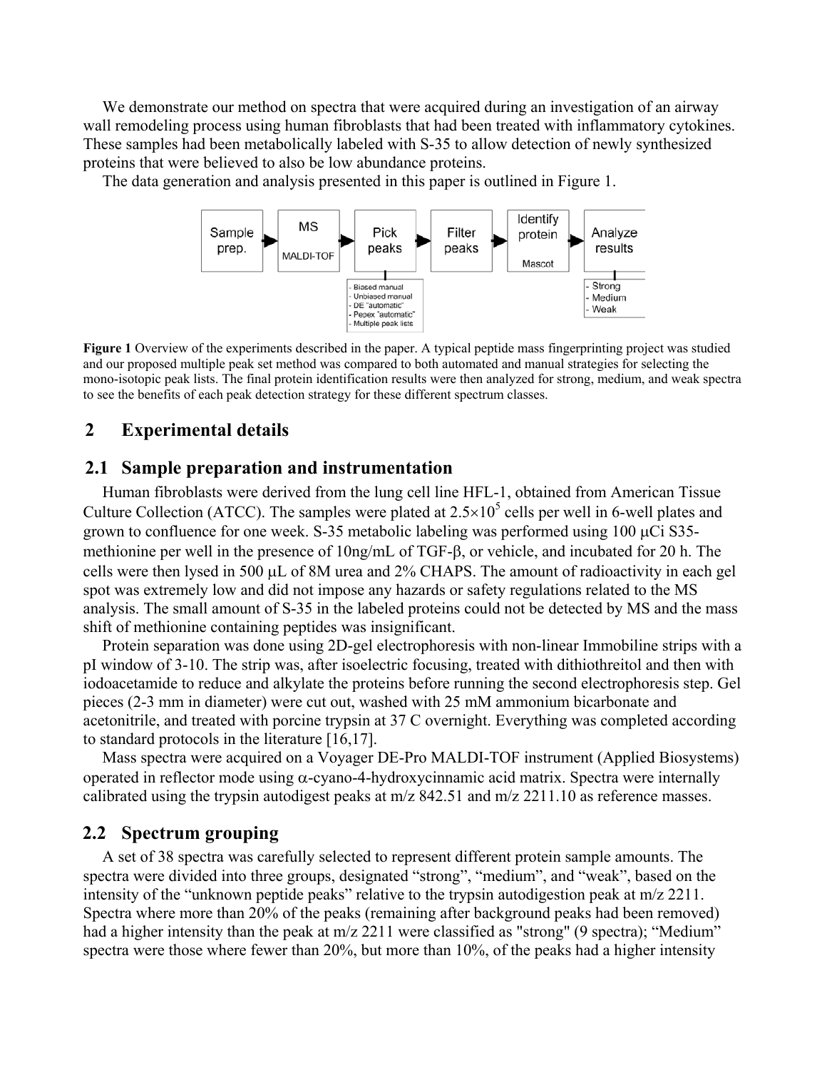We demonstrate our method on spectra that were acquired during an investigation of an airway wall remodeling process using human fibroblasts that had been treated with inflammatory cytokines. These samples had been metabolically labeled with S-35 to allow detection of newly synthesized proteins that were believed to also be low abundance proteins.

The data generation and analysis presented in this paper is outlined in Figure 1.

Sample prep. → MS (MALDI-TOF) → Pick peaks → Filter peaks → Identify protein (Mascot) → Analyze results

Pick peaks: - Biased manual - Unbiased manual - DE "automatic" - Pepex "automatic" - Multiple peak lists

Analyze results: - Strong - Medium - Weak

**Figure 1** Overview of the experiments described in the paper. A typical peptide mass fingerprinting project was studied and our proposed multiple peak set method was compared to both automated and manual strategies for selecting the mono-isotopic peak lists. The final protein identification results were then analyzed for strong, medium, and weak spectra to see the benefits of each peak detection strategy for these different spectrum classes.

## 2 Experimental details

### 2.1 Sample preparation and instrumentation

Human fibroblasts were derived from the lung cell line HFL-1, obtained from American Tissue Culture Collection (ATCC). The samples were plated at $2.5 \times 10^5$ cells per well in 6-well plates and grown to confluence for one week. S-35 metabolic labeling was performed using 100 μCi S35-methionine per well in the presence of 10ng/mL of TGF-β, or vehicle, and incubated for 20 h. The cells were then lysed in 500 μL of 8M urea and 2% CHAPS. The amount of radioactivity in each gel spot was extremely low and did not impose any hazards or safety regulations related to the MS analysis. The small amount of S-35 in the labeled proteins could not be detected by MS and the mass shift of methionine containing peptides was insignificant.

Protein separation was done using 2D-gel electrophoresis with non-linear Immobiline strips with a pI window of 3-10. The strip was, after isoelectric focusing, treated with dithiothreitol and then with iodoacetamide to reduce and alkylate the proteins before running the second electrophoresis step. Gel pieces (2-3 mm in diameter) were cut out, washed with 25 mM ammonium bicarbonate and acetonitrile, and treated with porcine trypsin at 37 C overnight. Everything was completed according to standard protocols in the literature [16,17].

Mass spectra were acquired on a Voyager DE-Pro MALDI-TOF instrument (Applied Biosystems) operated in reflector mode using α-cyano-4-hydroxycinnamic acid matrix. Spectra were internally calibrated using the trypsin autodigest peaks at m/z 842.51 and m/z 2211.10 as reference masses.

### 2.2 Spectrum grouping

A set of 38 spectra was carefully selected to represent different protein sample amounts. The spectra were divided into three groups, designated "strong", "medium", and "weak", based on the intensity of the "unknown peptide peaks" relative to the trypsin autodigestion peak at m/z 2211. Spectra where more than 20% of the peaks (remaining after background peaks had been removed) had a higher intensity than the peak at m/z 2211 were classified as "strong" (9 spectra); "Medium" spectra were those where fewer than 20%, but more than 10%, of the peaks had a higher intensity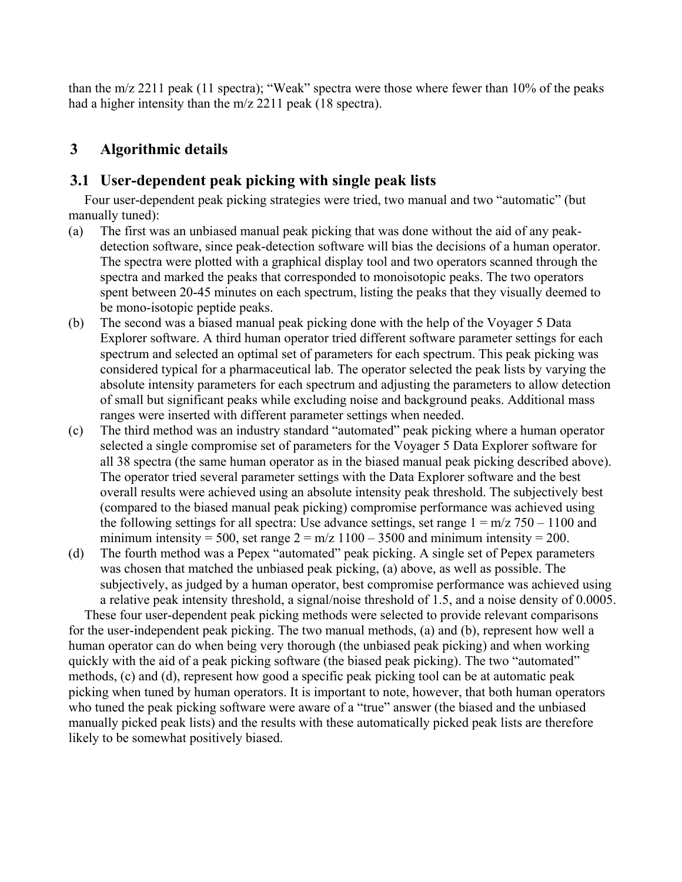than the m/z 2211 peak (11 spectra); “Weak” spectra were those where fewer than 10% of the peaks had a higher intensity than the m/z 2211 peak (18 spectra).

# 3 Algorithmic details

## 3.1 User-dependent peak picking with single peak lists

Four user-dependent peak picking strategies were tried, two manual and two “automatic” (but manually tuned):

(a) The first was an unbiased manual peak picking that was done without the aid of any peak-detection software, since peak-detection software will bias the decisions of a human operator. The spectra were plotted with a graphical display tool and two operators scanned through the spectra and marked the peaks that corresponded to monoisotopic peaks. The two operators spent between 20-45 minutes on each spectrum, listing the peaks that they visually deemed to be mono-isotopic peptide peaks.

(b) The second was a biased manual peak picking done with the help of the Voyager 5 Data Explorer software. A third human operator tried different software parameter settings for each spectrum and selected an optimal set of parameters for each spectrum. This peak picking was considered typical for a pharmaceutical lab. The operator selected the peak lists by varying the absolute intensity parameters for each spectrum and adjusting the parameters to allow detection of small but significant peaks while excluding noise and background peaks. Additional mass ranges were inserted with different parameter settings when needed.

(c) The third method was an industry standard “automated” peak picking where a human operator selected a single compromise set of parameters for the Voyager 5 Data Explorer software for all 38 spectra (the same human operator as in the biased manual peak picking described above). The operator tried several parameter settings with the Data Explorer software and the best overall results were achieved using an absolute intensity peak threshold. The subjectively best (compared to the biased manual peak picking) compromise performance was achieved using the following settings for all spectra: Use advance settings, set range 1 = m/z 750 – 1100 and minimum intensity = 500, set range 2 = m/z 1100 – 3500 and minimum intensity = 200.

(d) The fourth method was a Pepex “automated” peak picking. A single set of Pepex parameters was chosen that matched the unbiased peak picking, (a) above, as well as possible. The subjectively, as judged by a human operator, best compromise performance was achieved using a relative peak intensity threshold, a signal/noise threshold of 1.5, and a noise density of 0.0005.

These four user-dependent peak picking methods were selected to provide relevant comparisons for the user-independent peak picking. The two manual methods, (a) and (b), represent how well a human operator can do when being very thorough (the unbiased peak picking) and when working quickly with the aid of a peak picking software (the biased peak picking). The two “automated” methods, (c) and (d), represent how good a specific peak picking tool can be at automatic peak picking when tuned by human operators. It is important to note, however, that both human operators who tuned the peak picking software were aware of a “true” answer (the biased and the unbiased manually picked peak lists) and the results with these automatically picked peak lists are therefore likely to be somewhat positively biased.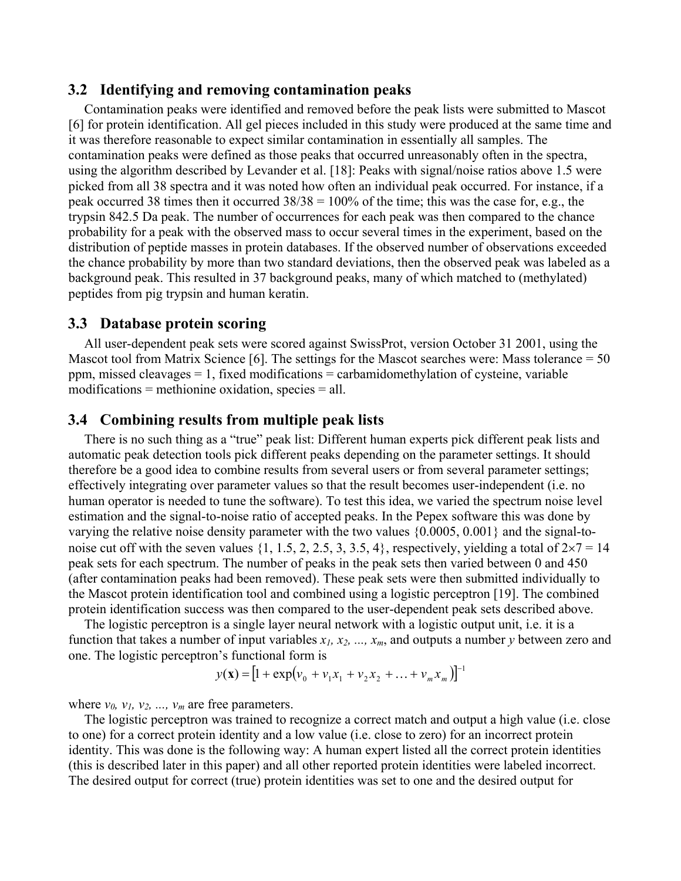### 3.2 Identifying and removing contamination peaks

Contamination peaks were identified and removed before the peak lists were submitted to Mascot [6] for protein identification. All gel pieces included in this study were produced at the same time and it was therefore reasonable to expect similar contamination in essentially all samples. The contamination peaks were defined as those peaks that occurred unreasonably often in the spectra, using the algorithm described by Levander et al. [18]: Peaks with signal/noise ratios above 1.5 were picked from all 38 spectra and it was noted how often an individual peak occurred. For instance, if a peak occurred 38 times then it occurred 38/38 = 100% of the time; this was the case for, e.g., the trypsin 842.5 Da peak. The number of occurrences for each peak was then compared to the chance probability for a peak with the observed mass to occur several times in the experiment, based on the distribution of peptide masses in protein databases. If the observed number of observations exceeded the chance probability by more than two standard deviations, then the observed peak was labeled as a background peak. This resulted in 37 background peaks, many of which matched to (methylated) peptides from pig trypsin and human keratin.

### 3.3 Database protein scoring

All user-dependent peak sets were scored against SwissProt, version October 31 2001, using the Mascot tool from Matrix Science [6]. The settings for the Mascot searches were: Mass tolerance = 50 ppm, missed cleavages = 1, fixed modifications = carbamidomethylation of cysteine, variable modifications = methionine oxidation, species = all.

### 3.4 Combining results from multiple peak lists

There is no such thing as a "true" peak list: Different human experts pick different peak lists and automatic peak detection tools pick different peaks depending on the parameter settings. It should therefore be a good idea to combine results from several users or from several parameter settings; effectively integrating over parameter values so that the result becomes user-independent (i.e. no human operator is needed to tune the software). To test this idea, we varied the spectrum noise level estimation and the signal-to-noise ratio of accepted peaks. In the Pepex software this was done by varying the relative noise density parameter with the two values {0.0005, 0.001} and the signal-to-noise cut off with the seven values {1, 1.5, 2, 2.5, 3, 3.5, 4}, respectively, yielding a total of $2 \times 7 = 14$ peak sets for each spectrum. The number of peaks in the peak sets then varied between 0 and 450 (after contamination peaks had been removed). These peak sets were then submitted individually to the Mascot protein identification tool and combined using a logistic perceptron [19]. The combined protein identification success was then compared to the user-dependent peak sets described above.

The logistic perceptron is a single layer neural network with a logistic output unit, i.e. it is a function that takes a number of input variables $x_1, x_2, \ldots, x_m$, and outputs a number $y$ between zero and one. The logistic perceptron's functional form is

$$y(\mathbf{x}) = \left[1 + \exp\left(v_0 + v_1 x_1 + v_2 x_2 + \ldots + v_m x_m\right)\right]^{-1}$$

where $v_0, v_1, v_2, \ldots, v_m$ are free parameters.

The logistic perceptron was trained to recognize a correct match and output a high value (i.e. close to one) for a correct protein identity and a low value (i.e. close to zero) for an incorrect protein identity. This was done is the following way: A human expert listed all the correct protein identities (this is described later in this paper) and all other reported protein identities were labeled incorrect. The desired output for correct (true) protein identities was set to one and the desired output for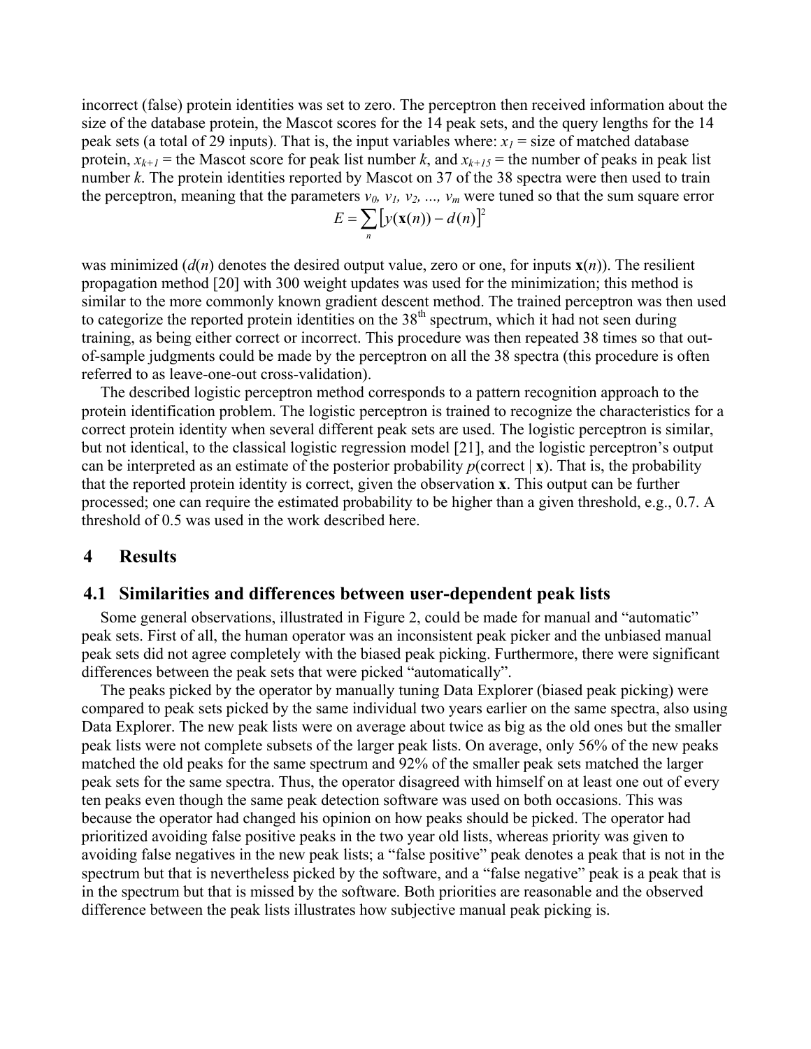incorrect (false) protein identities was set to zero. The perceptron then received information about the size of the database protein, the Mascot scores for the 14 peak sets, and the query lengths for the 14 peak sets (a total of 29 inputs). That is, the input variables where: $x_1$ = size of matched database protein, $x_{k+1}$ = the Mascot score for peak list number $k$, and $x_{k+15}$ = the number of peaks in peak list number $k$. The protein identities reported by Mascot on 37 of the 38 spectra were then used to train the perceptron, meaning that the parameters $v_0, v_1, v_2, \ldots, v_m$ were tuned so that the sum square error

$$E = \sum_n \left[ y(\mathbf{x}(n)) - d(n) \right]^2$$

was minimized ($d(n)$ denotes the desired output value, zero or one, for inputs $\mathbf{x}(n)$). The resilient propagation method [20] with 300 weight updates was used for the minimization; this method is similar to the more commonly known gradient descent method. The trained perceptron was then used to categorize the reported protein identities on the 38th spectrum, which it had not seen during training, as being either correct or incorrect. This procedure was then repeated 38 times so that out-of-sample judgments could be made by the perceptron on all the 38 spectra (this procedure is often referred to as leave-one-out cross-validation).

The described logistic perceptron method corresponds to a pattern recognition approach to the protein identification problem. The logistic perceptron is trained to recognize the characteristics for a correct protein identity when several different peak sets are used. The logistic perceptron is similar, but not identical, to the classical logistic regression model [21], and the logistic perceptron's output can be interpreted as an estimate of the posterior probability $p(\text{correct} \mid \mathbf{x})$. That is, the probability that the reported protein identity is correct, given the observation $\mathbf{x}$. This output can be further processed; one can require the estimated probability to be higher than a given threshold, e.g., 0.7. A threshold of 0.5 was used in the work described here.

# 4 Results

## 4.1 Similarities and differences between user-dependent peak lists

Some general observations, illustrated in Figure 2, could be made for manual and "automatic" peak sets. First of all, the human operator was an inconsistent peak picker and the unbiased manual peak sets did not agree completely with the biased peak picking. Furthermore, there were significant differences between the peak sets that were picked "automatically".

The peaks picked by the operator by manually tuning Data Explorer (biased peak picking) were compared to peak sets picked by the same individual two years earlier on the same spectra, also using Data Explorer. The new peak lists were on average about twice as big as the old ones but the smaller peak lists were not complete subsets of the larger peak lists. On average, only 56% of the new peaks matched the old peaks for the same spectrum and 92% of the smaller peak sets matched the larger peak sets for the same spectra. Thus, the operator disagreed with himself on at least one out of every ten peaks even though the same peak detection software was used on both occasions. This was because the operator had changed his opinion on how peaks should be picked. The operator had prioritized avoiding false positive peaks in the two year old lists, whereas priority was given to avoiding false negatives in the new peak lists; a "false positive" peak denotes a peak that is not in the spectrum but that is nevertheless picked by the software, and a "false negative" peak is a peak that is in the spectrum but that is missed by the software. Both priorities are reasonable and the observed difference between the peak lists illustrates how subjective manual peak picking is.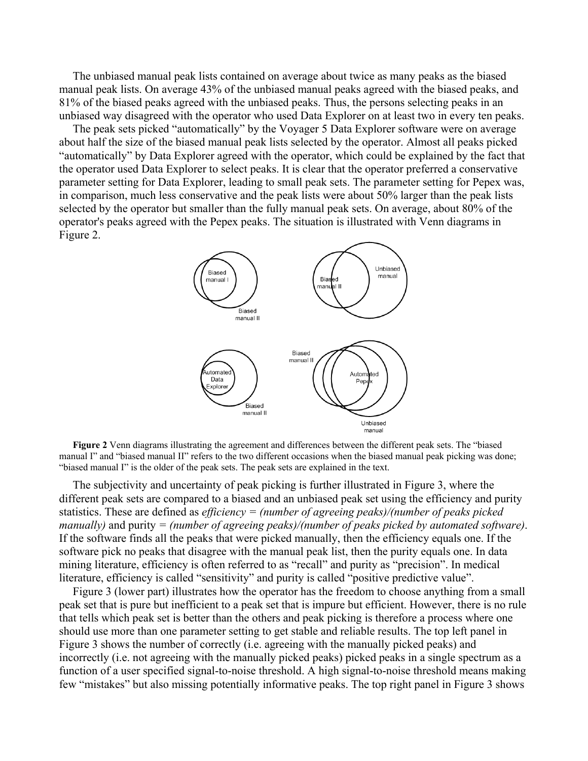The unbiased manual peak lists contained on average about twice as many peaks as the biased manual peak lists. On average 43% of the unbiased manual peaks agreed with the biased peaks, and 81% of the biased peaks agreed with the unbiased peaks. Thus, the persons selecting peaks in an unbiased way disagreed with the operator who used Data Explorer on at least two in every ten peaks.

The peak sets picked "automatically" by the Voyager 5 Data Explorer software were on average about half the size of the biased manual peak lists selected by the operator. Almost all peaks picked "automatically" by Data Explorer agreed with the operator, which could be explained by the fact that the operator used Data Explorer to select peaks. It is clear that the operator preferred a conservative parameter setting for Data Explorer, leading to small peak sets. The parameter setting for Pepex was, in comparison, much less conservative and the peak lists were about 50% larger than the peak lists selected by the operator but smaller than the fully manual peak sets. On average, about 80% of the operator's peaks agreed with the Pepex peaks. The situation is illustrated with Venn diagrams in Figure 2.

**Figure 2** Venn diagrams illustrating the agreement and differences between the different peak sets. The "biased manual I" and "biased manual II" refers to the two different occasions when the biased manual peak picking was done; "biased manual I" is the older of the peak sets. The peak sets are explained in the text.

The subjectivity and uncertainty of peak picking is further illustrated in Figure 3, where the different peak sets are compared to a biased and an unbiased peak set using the efficiency and purity statistics. These are defined as *efficiency = (number of agreeing peaks)/(number of peaks picked manually)* and purity = *(number of agreeing peaks)/(number of peaks picked by automated software)*. If the software finds all the peaks that were picked manually, then the efficiency equals one. If the software pick no peaks that disagree with the manual peak list, then the purity equals one. In data mining literature, efficiency is often referred to as "recall" and purity as "precision". In medical literature, efficiency is called "sensitivity" and purity is called "positive predictive value".

Figure 3 (lower part) illustrates how the operator has the freedom to choose anything from a small peak set that is pure but inefficient to a peak set that is impure but efficient. However, there is no rule that tells which peak set is better than the others and peak picking is therefore a process where one should use more than one parameter setting to get stable and reliable results. The top left panel in Figure 3 shows the number of correctly (i.e. agreeing with the manually picked peaks) and incorrectly (i.e. not agreeing with the manually picked peaks) picked peaks in a single spectrum as a function of a user specified signal-to-noise threshold. A high signal-to-noise threshold means making few "mistakes" but also missing potentially informative peaks. The top right panel in Figure 3 shows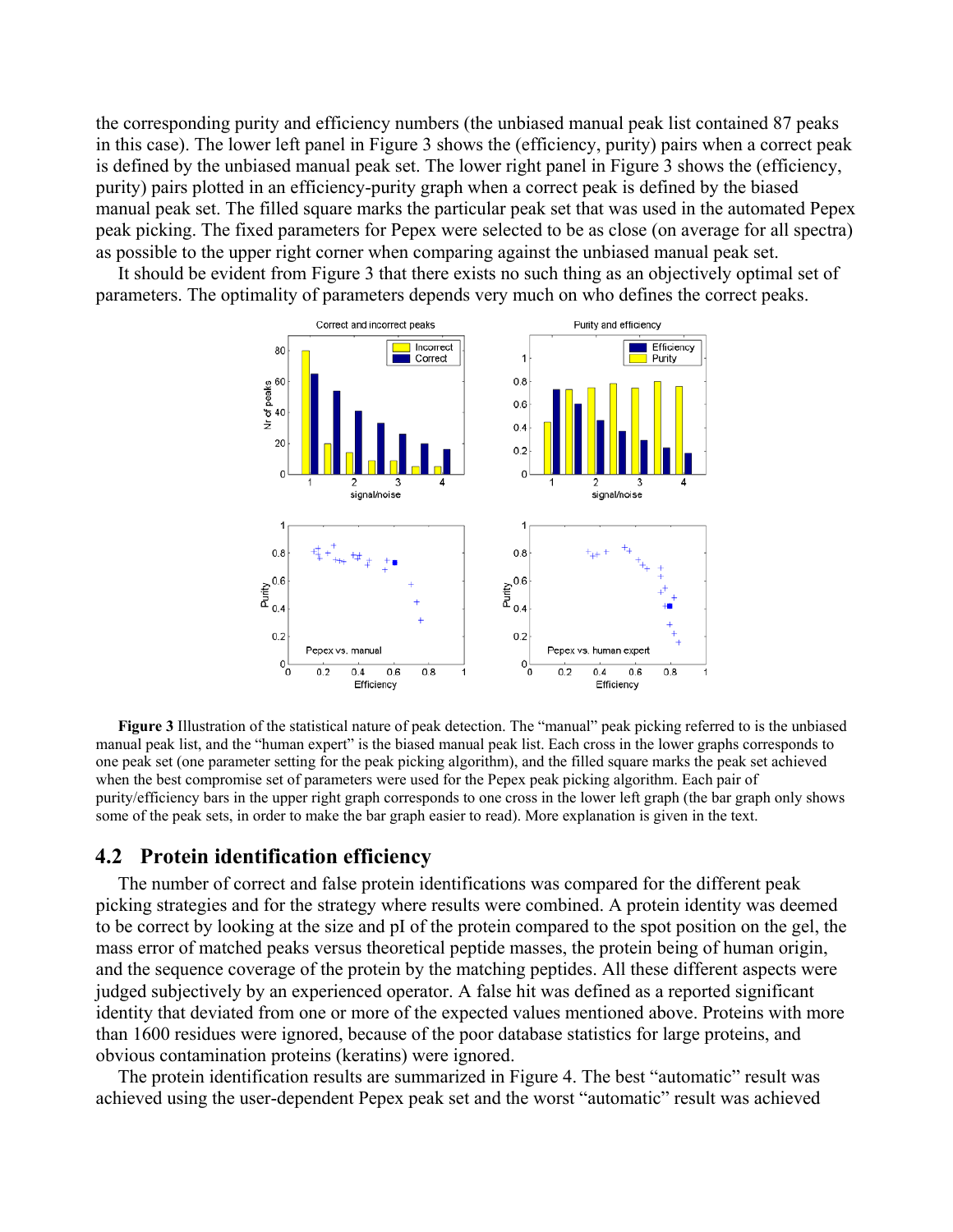the corresponding purity and efficiency numbers (the unbiased manual peak list contained 87 peaks in this case). The lower left panel in Figure 3 shows the (efficiency, purity) pairs when a correct peak is defined by the unbiased manual peak set. The lower right panel in Figure 3 shows the (efficiency, purity) pairs plotted in an efficiency-purity graph when a correct peak is defined by the biased manual peak set. The filled square marks the particular peak set that was used in the automated Pepex peak picking. The fixed parameters for Pepex were selected to be as close (on average for all spectra) as possible to the upper right corner when comparing against the unbiased manual peak set.

It should be evident from Figure 3 that there exists no such thing as an objectively optimal set of parameters. The optimality of parameters depends very much on who defines the correct peaks.

Correct and incorrect peaks

Incorrect
Correct

Nr of peaks

0
20
40
60
80

1
2
3
4

signal/noise

Purity and efficiency

Efficiency
Purity

0
0.2
0.4
0.6
0.8
1

1
2
3
4

signal/noise

Purity

0
0.2
0.4
0.6
0.8
1

0
0.2
0.4
0.6
0.8
1

Efficiency

Pepex vs. manual

Purity

0
0.2
0.4
0.6
0.8
1

0
0.2
0.4
0.6
0.8
1

Efficiency

Pepex vs. human expert

**Figure 3** Illustration of the statistical nature of peak detection. The "manual" peak picking referred to is the unbiased manual peak list, and the "human expert" is the biased manual peak list. Each cross in the lower graphs corresponds to one peak set (one parameter setting for the peak picking algorithm), and the filled square marks the peak set achieved when the best compromise set of parameters were used for the Pepex peak picking algorithm. Each pair of purity/efficiency bars in the upper right graph corresponds to one cross in the lower left graph (the bar graph only shows some of the peak sets, in order to make the bar graph easier to read). More explanation is given in the text.

## 4.2 Protein identification efficiency

The number of correct and false protein identifications was compared for the different peak picking strategies and for the strategy where results were combined. A protein identity was deemed to be correct by looking at the size and pI of the protein compared to the spot position on the gel, the mass error of matched peaks versus theoretical peptide masses, the protein being of human origin, and the sequence coverage of the protein by the matching peptides. All these different aspects were judged subjectively by an experienced operator. A false hit was defined as a reported significant identity that deviated from one or more of the expected values mentioned above. Proteins with more than 1600 residues were ignored, because of the poor database statistics for large proteins, and obvious contamination proteins (keratins) were ignored.

The protein identification results are summarized in Figure 4. The best "automatic" result was achieved using the user-dependent Pepex peak set and the worst "automatic" result was achieved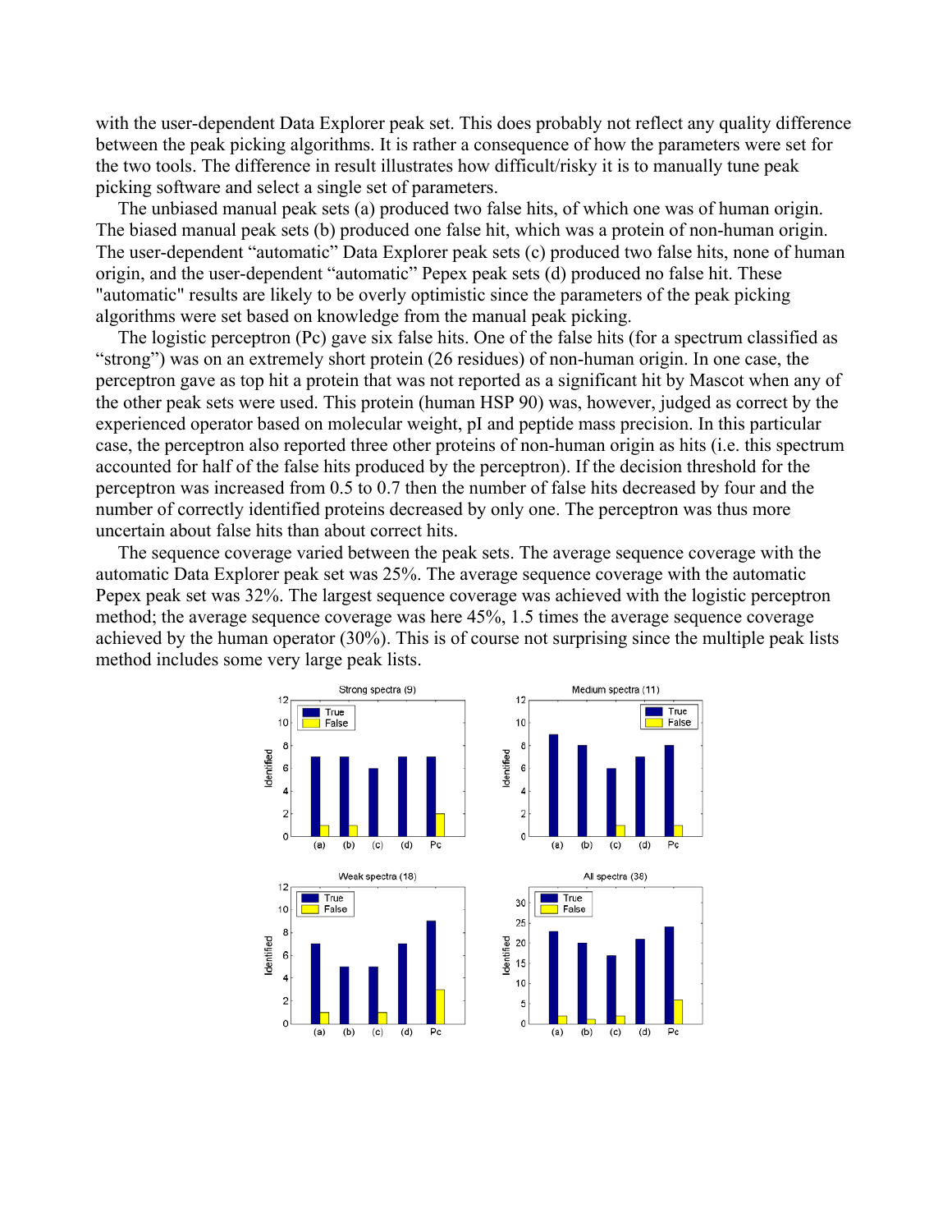with the user-dependent Data Explorer peak set. This does probably not reflect any quality difference between the peak picking algorithms. It is rather a consequence of how the parameters were set for the two tools. The difference in result illustrates how difficult/risky it is to manually tune peak picking software and select a single set of parameters.

The unbiased manual peak sets (a) produced two false hits, of which one was of human origin. The biased manual peak sets (b) produced one false hit, which was a protein of non-human origin. The user-dependent "automatic" Data Explorer peak sets (c) produced two false hits, none of human origin, and the user-dependent "automatic" Pepex peak sets (d) produced no false hit. These "automatic" results are likely to be overly optimistic since the parameters of the peak picking algorithms were set based on knowledge from the manual peak picking.

The logistic perceptron (Pc) gave six false hits. One of the false hits (for a spectrum classified as "strong") was on an extremely short protein (26 residues) of non-human origin. In one case, the perceptron gave as top hit a protein that was not reported as a significant hit by Mascot when any of the other peak sets were used. This protein (human HSP 90) was, however, judged as correct by the experienced operator based on molecular weight, pI and peptide mass precision. In this particular case, the perceptron also reported three other proteins of non-human origin as hits (i.e. this spectrum accounted for half of the false hits produced by the perceptron). If the decision threshold for the perceptron was increased from 0.5 to 0.7 then the number of false hits decreased by four and the number of correctly identified proteins decreased by only one. The perceptron was thus more uncertain about false hits than about correct hits.

The sequence coverage varied between the peak sets. The average sequence coverage with the automatic Data Explorer peak set was 25%. The average sequence coverage with the automatic Pepex peak set was 32%. The largest sequence coverage was achieved with the logistic perceptron method; the average sequence coverage was here 45%, 1.5 times the average sequence coverage achieved by the human operator (30%). This is of course not surprising since the multiple peak lists method includes some very large peak lists.

Strong spectra (9)
Medium spectra (11)
Weak spectra (18)
All spectra (38)
True
False
Identified
(a) (b) (c) (d) Pc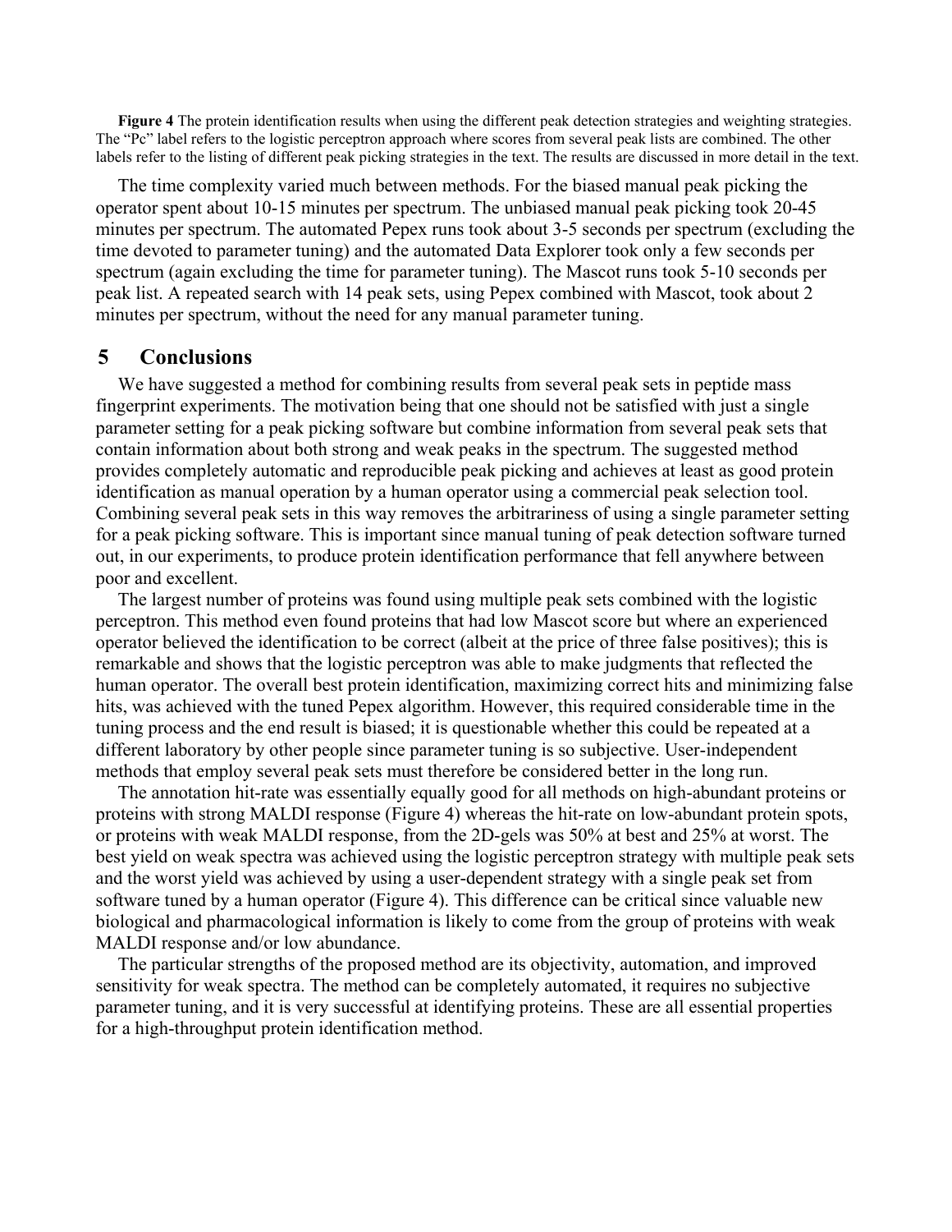**Figure 4** The protein identification results when using the different peak detection strategies and weighting strategies. The "Pc" label refers to the logistic perceptron approach where scores from several peak lists are combined. The other labels refer to the listing of different peak picking strategies in the text. The results are discussed in more detail in the text.

The time complexity varied much between methods. For the biased manual peak picking the operator spent about 10-15 minutes per spectrum. The unbiased manual peak picking took 20-45 minutes per spectrum. The automated Pepex runs took about 3-5 seconds per spectrum (excluding the time devoted to parameter tuning) and the automated Data Explorer took only a few seconds per spectrum (again excluding the time for parameter tuning). The Mascot runs took 5-10 seconds per peak list. A repeated search with 14 peak sets, using Pepex combined with Mascot, took about 2 minutes per spectrum, without the need for any manual parameter tuning.

## 5 Conclusions

We have suggested a method for combining results from several peak sets in peptide mass fingerprint experiments. The motivation being that one should not be satisfied with just a single parameter setting for a peak picking software but combine information from several peak sets that contain information about both strong and weak peaks in the spectrum. The suggested method provides completely automatic and reproducible peak picking and achieves at least as good protein identification as manual operation by a human operator using a commercial peak selection tool. Combining several peak sets in this way removes the arbitrariness of using a single parameter setting for a peak picking software. This is important since manual tuning of peak detection software turned out, in our experiments, to produce protein identification performance that fell anywhere between poor and excellent.

The largest number of proteins was found using multiple peak sets combined with the logistic perceptron. This method even found proteins that had low Mascot score but where an experienced operator believed the identification to be correct (albeit at the price of three false positives); this is remarkable and shows that the logistic perceptron was able to make judgments that reflected the human operator. The overall best protein identification, maximizing correct hits and minimizing false hits, was achieved with the tuned Pepex algorithm. However, this required considerable time in the tuning process and the end result is biased; it is questionable whether this could be repeated at a different laboratory by other people since parameter tuning is so subjective. User-independent methods that employ several peak sets must therefore be considered better in the long run.

The annotation hit-rate was essentially equally good for all methods on high-abundant proteins or proteins with strong MALDI response (Figure 4) whereas the hit-rate on low-abundant protein spots, or proteins with weak MALDI response, from the 2D-gels was 50% at best and 25% at worst. The best yield on weak spectra was achieved using the logistic perceptron strategy with multiple peak sets and the worst yield was achieved by using a user-dependent strategy with a single peak set from software tuned by a human operator (Figure 4). This difference can be critical since valuable new biological and pharmacological information is likely to come from the group of proteins with weak MALDI response and/or low abundance.

The particular strengths of the proposed method are its objectivity, automation, and improved sensitivity for weak spectra. The method can be completely automated, it requires no subjective parameter tuning, and it is very successful at identifying proteins. These are all essential properties for a high-throughput protein identification method.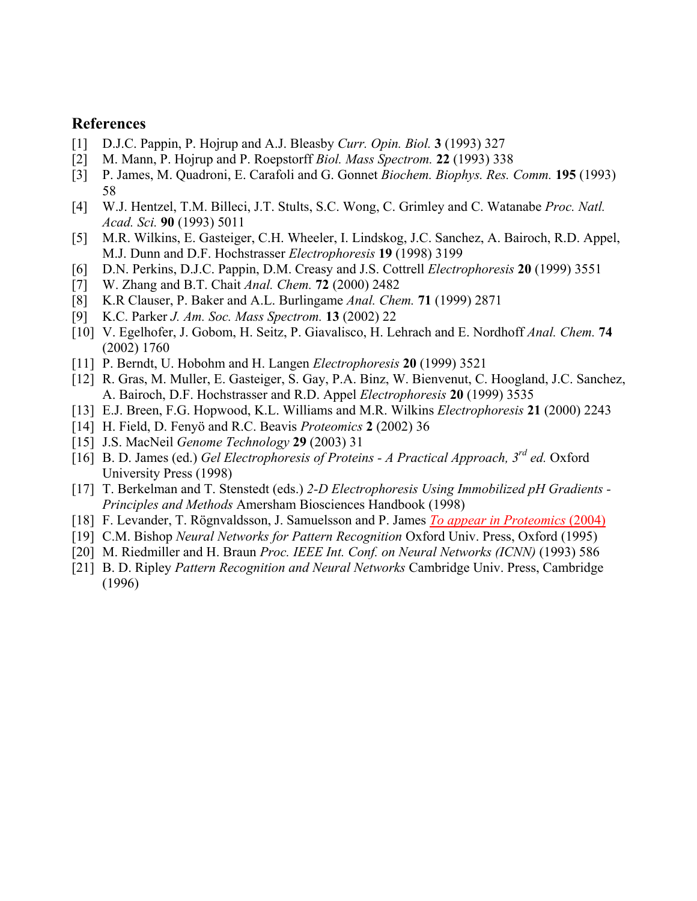## References

[1] D.J.C. Pappin, P. Hojrup and A.J. Bleasby *Curr. Opin. Biol.* **3** (1993) 327

[2] M. Mann, P. Hojrup and P. Roepstorff *Biol. Mass Spectrom.* **22** (1993) 338

[3] P. James, M. Quadroni, E. Carafoli and G. Gonnet *Biochem. Biophys. Res. Comm.* **195** (1993) 58

[4] W.J. Hentzel, T.M. Billeci, J.T. Stults, S.C. Wong, C. Grimley and C. Watanabe *Proc. Natl. Acad. Sci.* **90** (1993) 5011

[5] M.R. Wilkins, E. Gasteiger, C.H. Wheeler, I. Lindskog, J.C. Sanchez, A. Bairoch, R.D. Appel, M.J. Dunn and D.F. Hochstrasser *Electrophoresis* **19** (1998) 3199

[6] D.N. Perkins, D.J.C. Pappin, D.M. Creasy and J.S. Cottrell *Electrophoresis* **20** (1999) 3551

[7] W. Zhang and B.T. Chait *Anal. Chem.* **72** (2000) 2482

[8] K.R Clauser, P. Baker and A.L. Burlingame *Anal. Chem.* **71** (1999) 2871

[9] K.C. Parker *J. Am. Soc. Mass Spectrom.* **13** (2002) 22

[10] V. Egelhofer, J. Gobom, H. Seitz, P. Giavalisco, H. Lehrach and E. Nordhoff *Anal. Chem.* **74** (2002) 1760

[11] P. Berndt, U. Hobohm and H. Langen *Electrophoresis* **20** (1999) 3521

[12] R. Gras, M. Muller, E. Gasteiger, S. Gay, P.A. Binz, W. Bienvenut, C. Hoogland, J.C. Sanchez, A. Bairoch, D.F. Hochstrasser and R.D. Appel *Electrophoresis* **20** (1999) 3535

[13] E.J. Breen, F.G. Hopwood, K.L. Williams and M.R. Wilkins *Electrophoresis* **21** (2000) 2243

[14] H. Field, D. Fenyö and R.C. Beavis *Proteomics* **2** (2002) 36

[15] J.S. MacNeil *Genome Technology* **29** (2003) 31

[16] B. D. James (ed.) *Gel Electrophoresis of Proteins - A Practical Approach, 3rd ed.* Oxford University Press (1998)

[17] T. Berkelman and T. Stenstedt (eds.) *2-D Electrophoresis Using Immobilized pH Gradients - Principles and Methods* Amersham Biosciences Handbook (1998)

[18] F. Levander, T. Rögnvaldsson, J. Samuelsson and P. James *To appear in Proteomics* (2004)

[19] C.M. Bishop *Neural Networks for Pattern Recognition* Oxford Univ. Press, Oxford (1995)

[20] M. Riedmiller and H. Braun *Proc. IEEE Int. Conf. on Neural Networks (ICNN)* (1993) 586

[21] B. D. Ripley *Pattern Recognition and Neural Networks* Cambridge Univ. Press, Cambridge (1996)